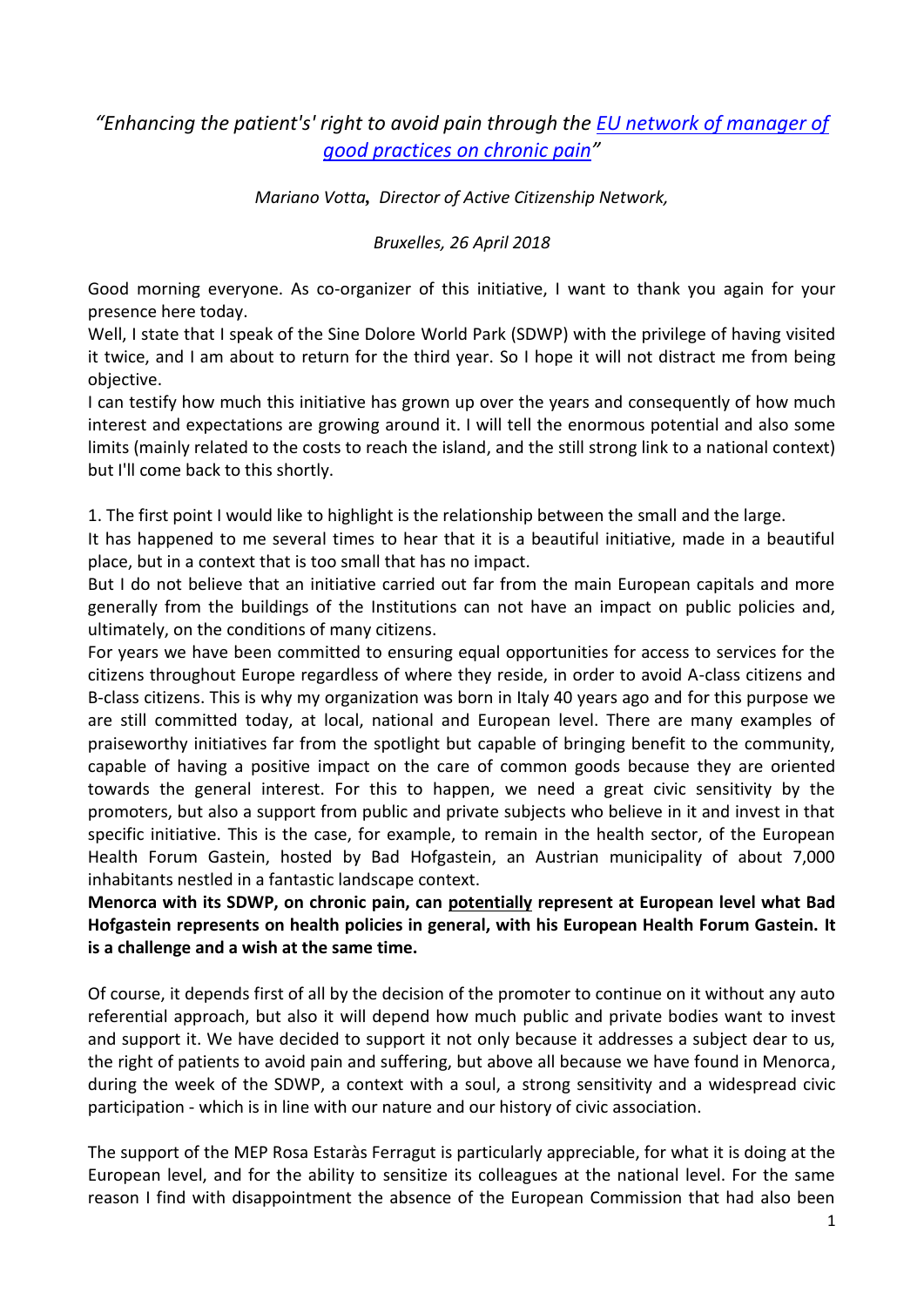*"Enhancing the patient's' right to avoid pain through the [EU network of manager of good practices on chronic pain](#)"*

*Mariano Votta, Director of Active Citizenship Network,*

*Bruxelles, 26 April 2018*

Good morning everyone. As co-organizer of this initiative, I want to thank you again for your presence here today.

Well, I state that I speak of the Sine Dolore World Park (SDWP) with the privilege of having visited it twice, and I am about to return for the third year. So I hope it will not distract me from being objective.

I can testify how much this initiative has grown up over the years and consequently of how much interest and expectations are growing around it. I will tell the enormous potential and also some limits (mainly related to the costs to reach the island, and the still strong link to a national context) but I'll come back to this shortly.

1. The first point I would like to highlight is the relationship between the small and the large.

It has happened to me several times to hear that it is a beautiful initiative, made in a beautiful place, but in a context that is too small that has no impact.

But I do not believe that an initiative carried out far from the main European capitals and more generally from the buildings of the Institutions can not have an impact on public policies and, ultimately, on the conditions of many citizens.

For years we have been committed to ensuring equal opportunities for access to services for the citizens throughout Europe regardless of where they reside, in order to avoid A-class citizens and B-class citizens. This is why my organization was born in Italy 40 years ago and for this purpose we are still committed today, at local, national and European level. There are many examples of praiseworthy initiatives far from the spotlight but capable of bringing benefit to the community, capable of having a positive impact on the care of common goods because they are oriented towards the general interest. For this to happen, we need a great civic sensitivity by the promoters, but also a support from public and private subjects who believe in it and invest in that specific initiative. This is the case, for example, to remain in the health sector, of the European Health Forum Gastein, hosted by Bad Hofgastein, an Austrian municipality of about 7,000 inhabitants nestled in a fantastic landscape context.

**Menorca with its SDWP, on chronic pain, can <u>potentially</u> represent at European level what Bad Hofgastein represents on health policies in general, with his European Health Forum Gastein. It is a challenge and a wish at the same time.**

Of course, it depends first of all by the decision of the promoter to continue on it without any auto referential approach, but also it will depend how much public and private bodies want to invest and support it. We have decided to support it not only because it addresses a subject dear to us, the right of patients to avoid pain and suffering, but above all because we have found in Menorca, during the week of the SDWP, a context with a soul, a strong sensitivity and a widespread civic participation - which is in line with our nature and our history of civic association.

The support of the MEP Rosa Estaràs Ferragut is particularly appreciable, for what it is doing at the European level, and for the ability to sensitize its colleagues at the national level. For the same reason I find with disappointment the absence of the European Commission that had also been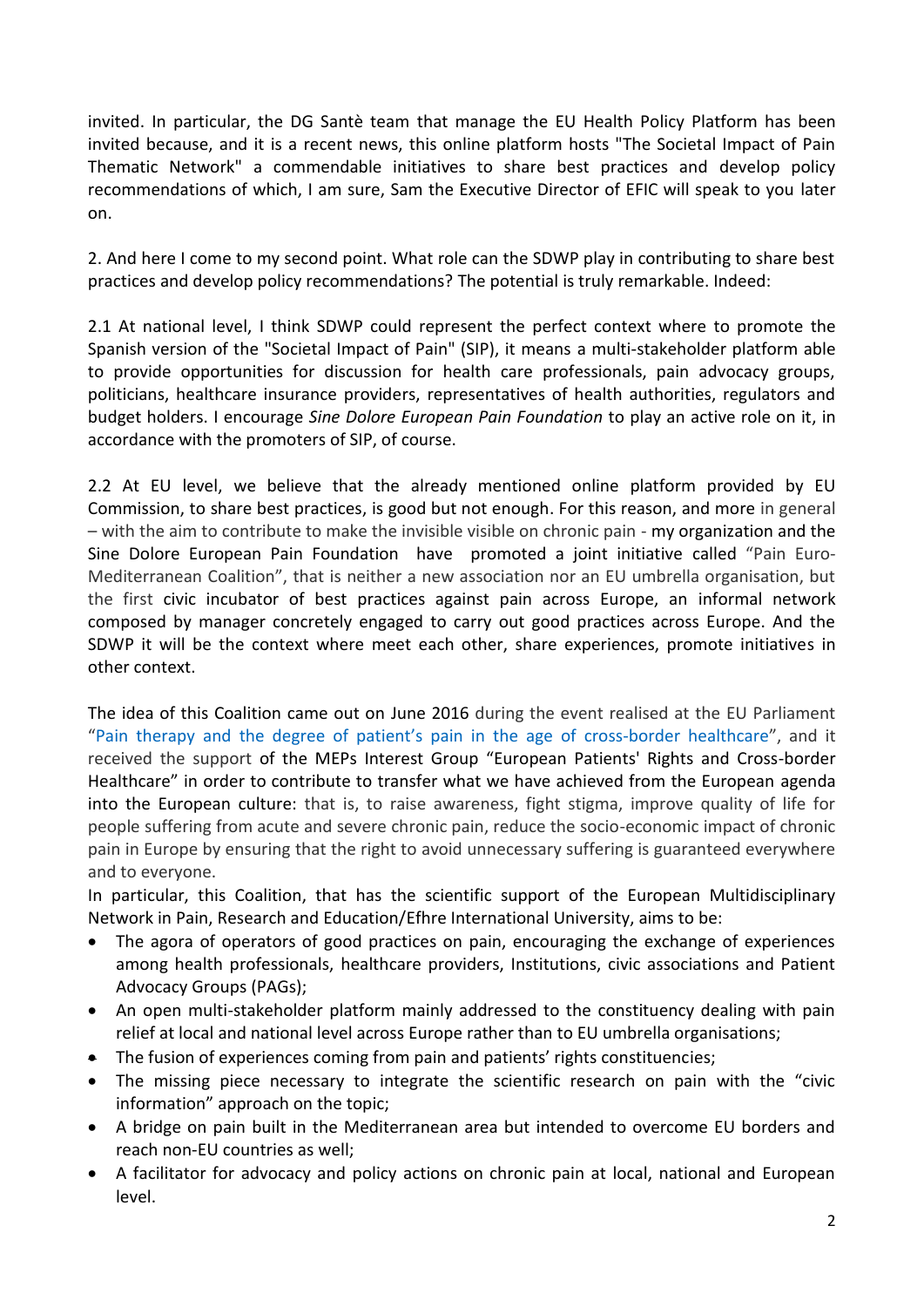invited. In particular, the DG Santè team that manage the EU Health Policy Platform has been invited because, and it is a recent news, this online platform hosts "The Societal Impact of Pain Thematic Network" a commendable initiatives to share best practices and develop policy recommendations of which, I am sure, Sam the Executive Director of EFIC will speak to you later on.

2. And here I come to my second point. What role can the SDWP play in contributing to share best practices and develop policy recommendations? The potential is truly remarkable. Indeed:

2.1 At national level, I think SDWP could represent the perfect context where to promote the Spanish version of the "Societal Impact of Pain" (SIP), it means a multi-stakeholder platform able to provide opportunities for discussion for health care professionals, pain advocacy groups, politicians, healthcare insurance providers, representatives of health authorities, regulators and budget holders. I encourage *Sine Dolore European Pain Foundation* to play an active role on it, in accordance with the promoters of SIP, of course.

2.2 At EU level, we believe that the already mentioned online platform provided by EU Commission, to share best practices, is good but not enough. For this reason, and more in general – with the aim to contribute to make the invisible visible on chronic pain - my organization and the Sine Dolore European Pain Foundation have promoted a joint initiative called "Pain Euro-Mediterranean Coalition", that is neither a new association nor an EU umbrella organisation, but the first civic incubator of best practices against pain across Europe, an informal network composed by manager concretely engaged to carry out good practices across Europe. And the SDWP it will be the context where meet each other, share experiences, promote initiatives in other context.

The idea of this Coalition came out on June 2016 during the event realised at the EU Parliament "Pain therapy and the degree of patient's pain in the age of cross-border healthcare", and it received the support of the MEPs Interest Group "European Patients' Rights and Cross-border Healthcare" in order to contribute to transfer what we have achieved from the European agenda into the European culture: that is, to raise awareness, fight stigma, improve quality of life for people suffering from acute and severe chronic pain, reduce the socio-economic impact of chronic pain in Europe by ensuring that the right to avoid unnecessary suffering is guaranteed everywhere and to everyone.

In particular, this Coalition, that has the scientific support of the European Multidisciplinary Network in Pain, Research and Education/Efhre International University, aims to be:

- The agora of operators of good practices on pain, encouraging the exchange of experiences among health professionals, healthcare providers, Institutions, civic associations and Patient Advocacy Groups (PAGs);
- An open multi-stakeholder platform mainly addressed to the constituency dealing with pain relief at local and national level across Europe rather than to EU umbrella organisations;
- The fusion of experiences coming from pain and patients' rights constituencies;
- The missing piece necessary to integrate the scientific research on pain with the "civic information" approach on the topic;
- A bridge on pain built in the Mediterranean area but intended to overcome EU borders and reach non-EU countries as well;
- A facilitator for advocacy and policy actions on chronic pain at local, national and European level.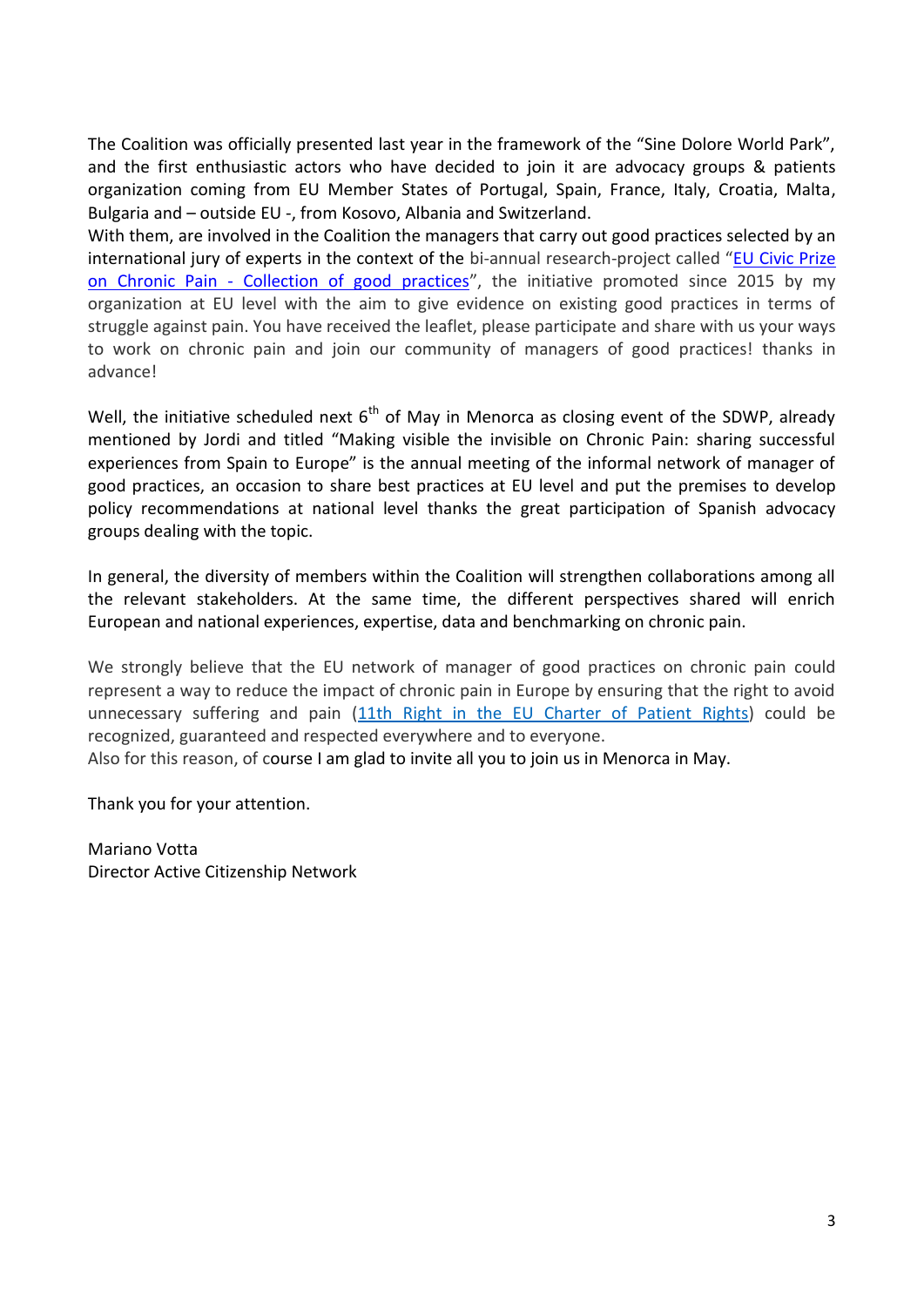The Coalition was officially presented last year in the framework of the "Sine Dolore World Park", and the first enthusiastic actors who have decided to join it are advocacy groups & patients organization coming from EU Member States of Portugal, Spain, France, Italy, Croatia, Malta, Bulgaria and – outside EU -, from Kosovo, Albania and Switzerland.
With them, are involved in the Coalition the managers that carry out good practices selected by an international jury of experts in the context of the bi-annual research-project called "EU Civic Prize on Chronic Pain - Collection of good practices", the initiative promoted since 2015 by my organization at EU level with the aim to give evidence on existing good practices in terms of struggle against pain. You have received the leaflet, please participate and share with us your ways to work on chronic pain and join our community of managers of good practices! thanks in advance!

Well, the initiative scheduled next 6th of May in Menorca as closing event of the SDWP, already mentioned by Jordi and titled "Making visible the invisible on Chronic Pain: sharing successful experiences from Spain to Europe" is the annual meeting of the informal network of manager of good practices, an occasion to share best practices at EU level and put the premises to develop policy recommendations at national level thanks the great participation of Spanish advocacy groups dealing with the topic.

In general, the diversity of members within the Coalition will strengthen collaborations among all the relevant stakeholders. At the same time, the different perspectives shared will enrich European and national experiences, expertise, data and benchmarking on chronic pain.

We strongly believe that the EU network of manager of good practices on chronic pain could represent a way to reduce the impact of chronic pain in Europe by ensuring that the right to avoid unnecessary suffering and pain (11th Right in the EU Charter of Patient Rights) could be recognized, guaranteed and respected everywhere and to everyone.
Also for this reason, of course I am glad to invite all you to join us in Menorca in May.

Thank you for your attention.

Mariano Votta
Director Active Citizenship Network